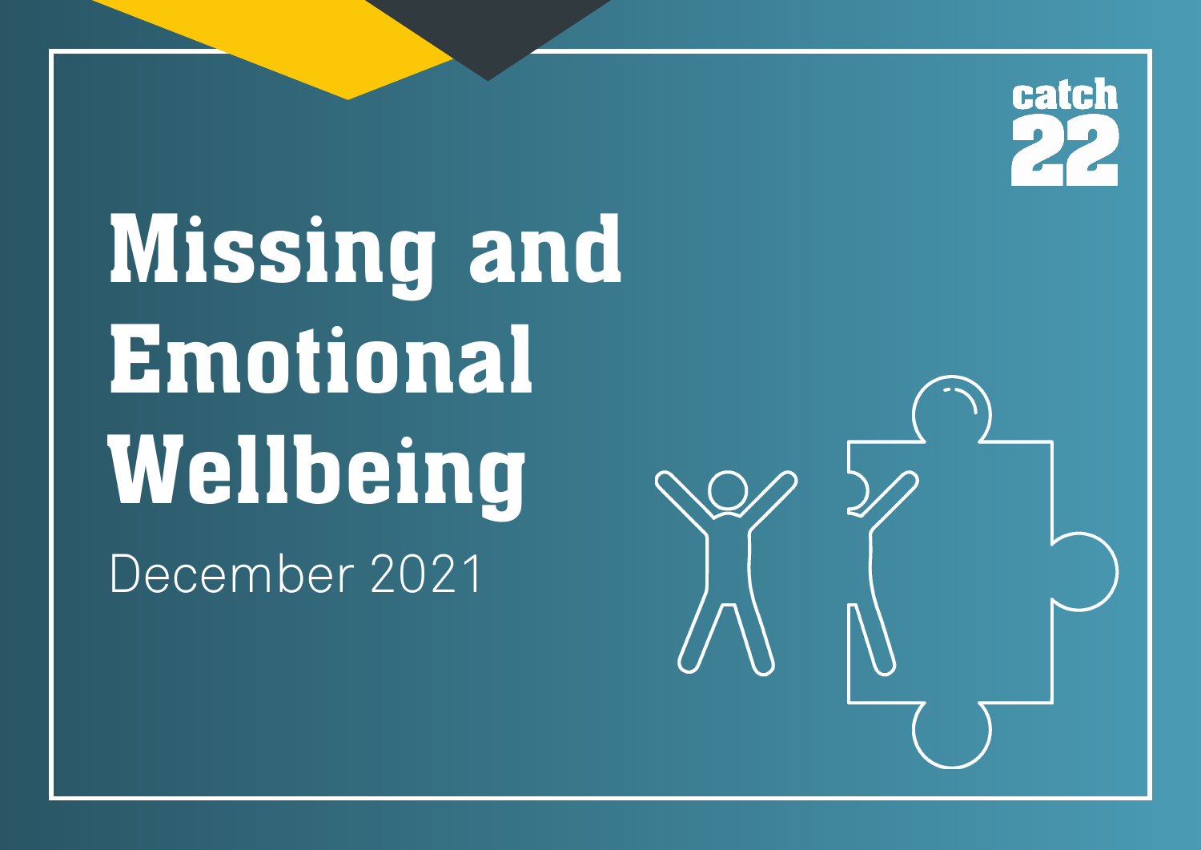catch 22

# Missing and Emotional Wellbeing

December 2021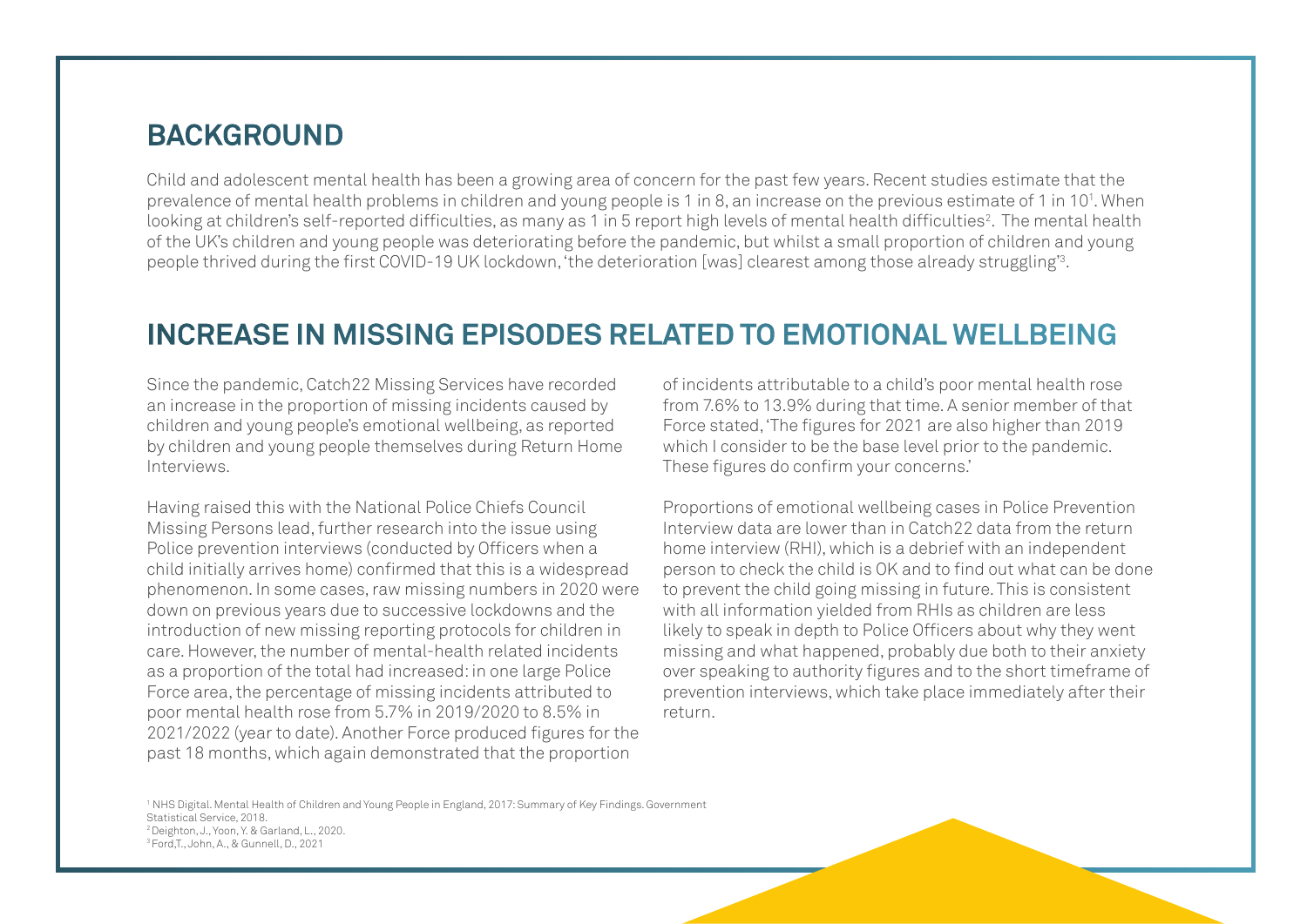## BACKGROUND

Child and adolescent mental health has been a growing area of concern for the past few years. Recent studies estimate that the prevalence of mental health problems in children and young people is 1 in 8, an increase on the previous estimate of 1 in 10[1]. When looking at children's self-reported difficulties, as many as 1 in 5 report high levels of mental health difficulties[2]. The mental health of the UK's children and young people was deteriorating before the pandemic, but whilst a small proportion of children and young people thrived during the first COVID-19 UK lockdown, 'the deterioration [was] clearest among those already struggling'[3].

## INCREASE IN MISSING EPISODES RELATED TO EMOTIONAL WELLBEING

Since the pandemic, Catch22 Missing Services have recorded an increase in the proportion of missing incidents caused by children and young people's emotional wellbeing, as reported by children and young people themselves during Return Home Interviews.

Having raised this with the National Police Chiefs Council Missing Persons lead, further research into the issue using Police prevention interviews (conducted by Officers when a child initially arrives home) confirmed that this is a widespread phenomenon. In some cases, raw missing numbers in 2020 were down on previous years due to successive lockdowns and the introduction of new missing reporting protocols for children in care. However, the number of mental-health related incidents as a proportion of the total had increased: in one large Police Force area, the percentage of missing incidents attributed to poor mental health rose from 5.7% in 2019/2020 to 8.5% in 2021/2022 (year to date). Another Force produced figures for the past 18 months, which again demonstrated that the proportion of incidents attributable to a child's poor mental health rose from 7.6% to 13.9% during that time. A senior member of that Force stated, 'The figures for 2021 are also higher than 2019 which I consider to be the base level prior to the pandemic. These figures do confirm your concerns.'

Proportions of emotional wellbeing cases in Police Prevention Interview data are lower than in Catch22 data from the return home interview (RHI), which is a debrief with an independent person to check the child is OK and to find out what can be done to prevent the child going missing in future. This is consistent with all information yielded from RHIs as children are less likely to speak in depth to Police Officers about why they went missing and what happened, probably due both to their anxiety over speaking to authority figures and to the short timeframe of prevention interviews, which take place immediately after their return.

[1] NHS Digital. Mental Health of Children and Young People in England, 2017: Summary of Key Findings. Government Statistical Service, 2018.
[2] Deighton, J., Yoon, Y. & Garland, L., 2020.
[3] Ford, T., John, A., & Gunnell, D., 2021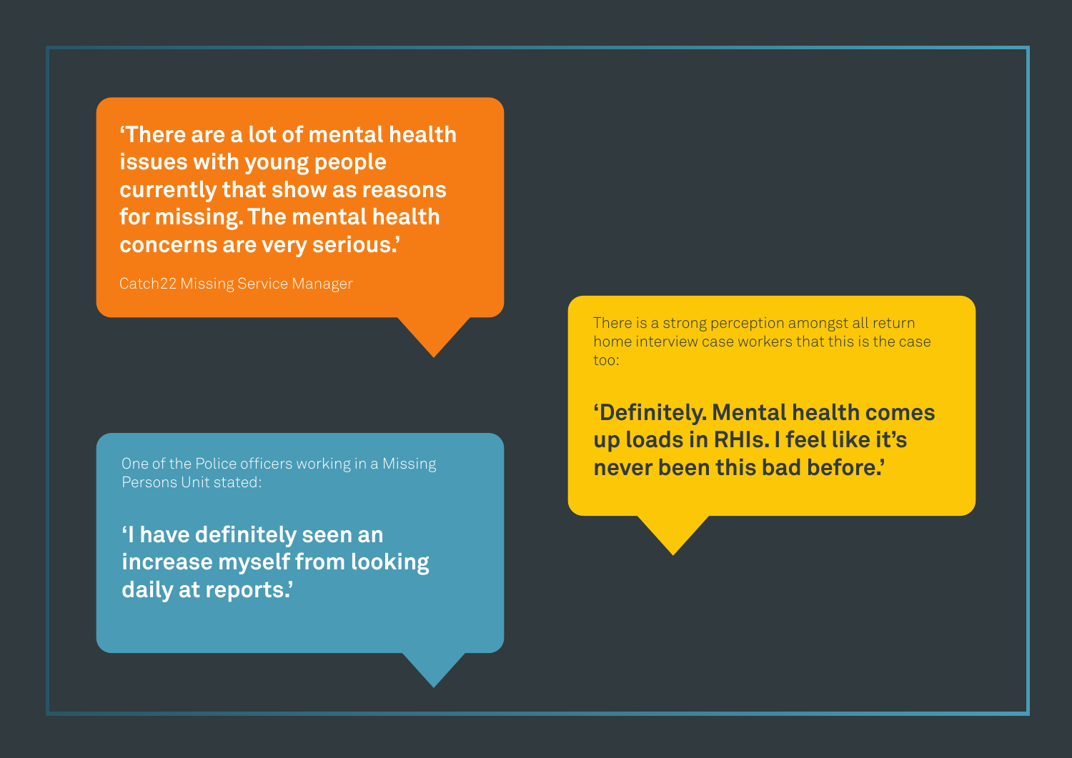**‘There are a lot of mental health issues with young people currently that show as reasons for missing. The mental health concerns are very serious.’**

Catch22 Missing Service Manager

There is a strong perception amongst all return home interview case workers that this is the case too:

**‘Definitely. Mental health comes up loads in RHIs. I feel like it’s never been this bad before.’**

One of the Police officers working in a Missing Persons Unit stated:

**‘I have definitely seen an increase myself from looking daily at reports.’**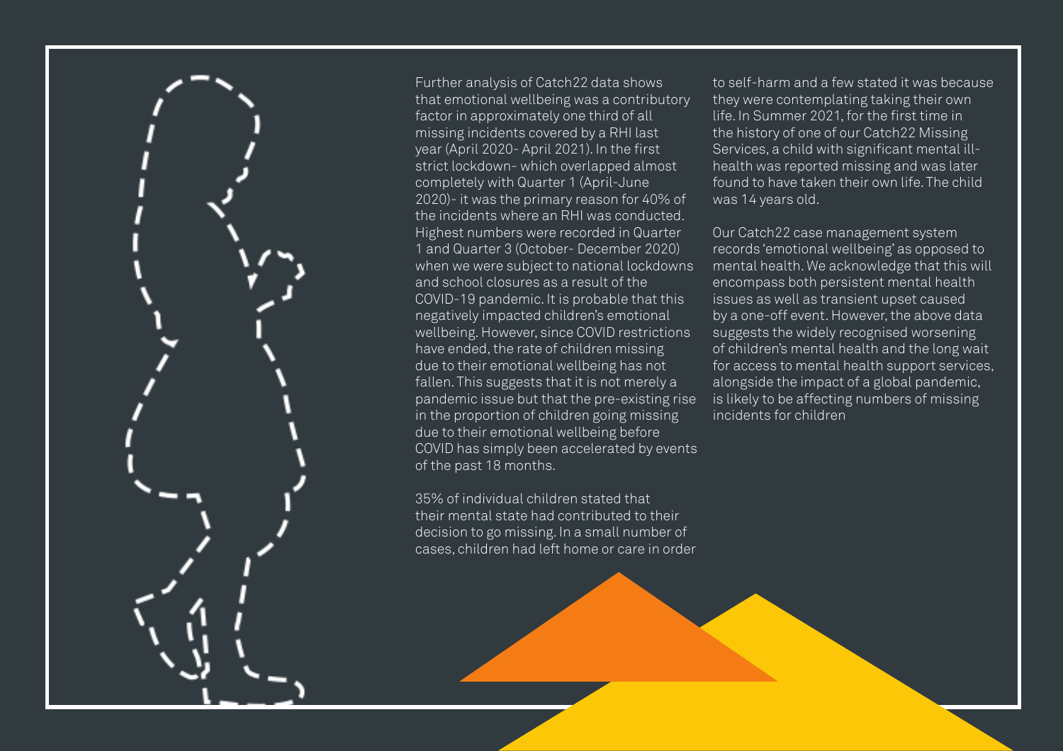Further analysis of Catch22 data shows that emotional wellbeing was a contributory factor in approximately one third of all missing incidents covered by a RHI last year (April 2020- April 2021). In the first strict lockdown- which overlapped almost completely with Quarter 1 (April-June 2020)- it was the primary reason for 40% of the incidents where an RHI was conducted. Highest numbers were recorded in Quarter 1 and Quarter 3 (October- December 2020) when we were subject to national lockdowns and school closures as a result of the COVID-19 pandemic. It is probable that this negatively impacted children's emotional wellbeing. However, since COVID restrictions have ended, the rate of children missing due to their emotional wellbeing has not fallen. This suggests that it is not merely a pandemic issue but that the pre-existing rise in the proportion of children going missing due to their emotional wellbeing before COVID has simply been accelerated by events of the past 18 months.

35% of individual children stated that their mental state had contributed to their decision to go missing. In a small number of cases, children had left home or care in order to self-harm and a few stated it was because they were contemplating taking their own life. In Summer 2021, for the first time in the history of one of our Catch22 Missing Services, a child with significant mental ill-health was reported missing and was later found to have taken their own life. The child was 14 years old.

Our Catch22 case management system records 'emotional wellbeing' as opposed to mental health. We acknowledge that this will encompass both persistent mental health issues as well as transient upset caused by a one-off event. However, the above data suggests the widely recognised worsening of children's mental health and the long wait for access to mental health support services, alongside the impact of a global pandemic, is likely to be affecting numbers of missing incidents for children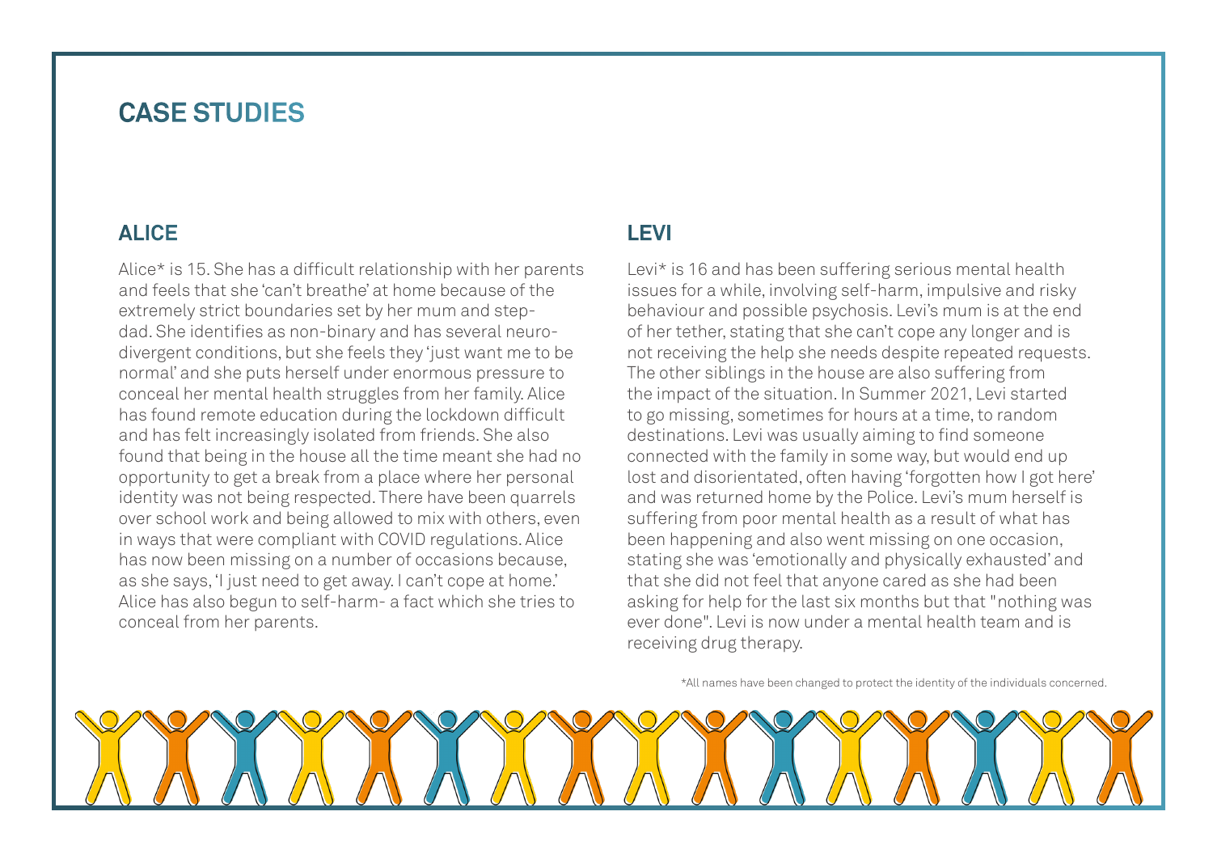# CASE STUDIES

## ALICE

Alice* is 15. She has a difficult relationship with her parents and feels that she 'can't breathe' at home because of the extremely strict boundaries set by her mum and step-dad. She identifies as non-binary and has several neuro-divergent conditions, but she feels they 'just want me to be normal' and she puts herself under enormous pressure to conceal her mental health struggles from her family. Alice has found remote education during the lockdown difficult and has felt increasingly isolated from friends. She also found that being in the house all the time meant she had no opportunity to get a break from a place where her personal identity was not being respected. There have been quarrels over school work and being allowed to mix with others, even in ways that were compliant with COVID regulations. Alice has now been missing on a number of occasions because, as she says, 'I just need to get away. I can't cope at home.' Alice has also begun to self-harm- a fact which she tries to conceal from her parents.

## LEVI

Levi* is 16 and has been suffering serious mental health issues for a while, involving self-harm, impulsive and risky behaviour and possible psychosis. Levi's mum is at the end of her tether, stating that she can't cope any longer and is not receiving the help she needs despite repeated requests. The other siblings in the house are also suffering from the impact of the situation. In Summer 2021, Levi started to go missing, sometimes for hours at a time, to random destinations. Levi was usually aiming to find someone connected with the family in some way, but would end up lost and disorientated, often having 'forgotten how I got here' and was returned home by the Police. Levi's mum herself is suffering from poor mental health as a result of what has been happening and also went missing on one occasion, stating she was 'emotionally and physically exhausted' and that she did not feel that anyone cared as she had been asking for help for the last six months but that "nothing was ever done". Levi is now under a mental health team and is receiving drug therapy.

*All names have been changed to protect the identity of the individuals concerned.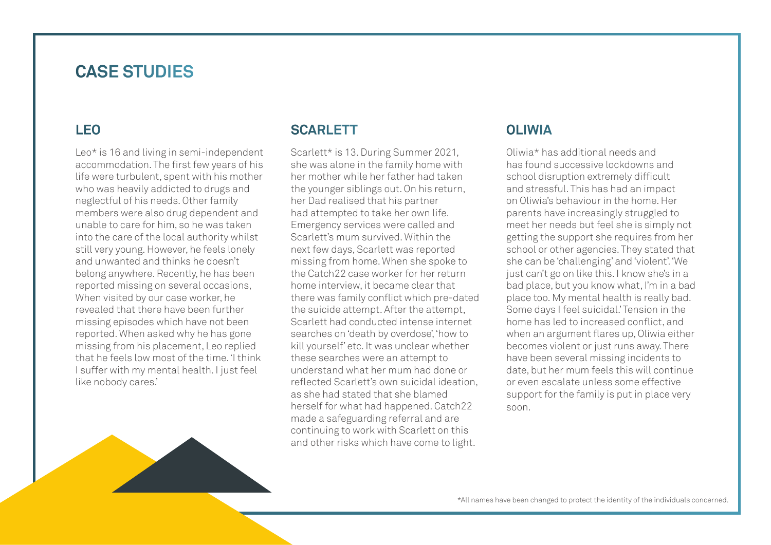# CASE STUDIES

## LEO

Leo* is 16 and living in semi-independent accommodation. The first few years of his life were turbulent, spent with his mother who was heavily addicted to drugs and neglectful of his needs. Other family members were also drug dependent and unable to care for him, so he was taken into the care of the local authority whilst still very young. However, he feels lonely and unwanted and thinks he doesn't belong anywhere. Recently, he has been reported missing on several occasions, When visited by our case worker, he revealed that there have been further missing episodes which have not been reported. When asked why he has gone missing from his placement, Leo replied that he feels low most of the time. 'I think I suffer with my mental health. I just feel like nobody cares.'

## SCARLETT

Scarlett* is 13. During Summer 2021, she was alone in the family home with her mother while her father had taken the younger siblings out. On his return, her Dad realised that his partner had attempted to take her own life. Emergency services were called and Scarlett's mum survived. Within the next few days, Scarlett was reported missing from home. When she spoke to the Catch22 case worker for her return home interview, it became clear that there was family conflict which pre-dated the suicide attempt. After the attempt, Scarlett had conducted intense internet searches on 'death by overdose', 'how to kill yourself' etc. It was unclear whether these searches were an attempt to understand what her mum had done or reflected Scarlett's own suicidal ideation, as she had stated that she blamed herself for what had happened. Catch22 made a safeguarding referral and are continuing to work with Scarlett on this and other risks which have come to light.

## OLIWIA

Oliwia* has additional needs and has found successive lockdowns and school disruption extremely difficult and stressful. This has had an impact on Oliwia's behaviour in the home. Her parents have increasingly struggled to meet her needs but feel she is simply not getting the support she requires from her school or other agencies. They stated that she can be 'challenging' and 'violent'. 'We just can't go on like this. I know she's in a bad place, but you know what, I'm in a bad place too. My mental health is really bad. Some days I feel suicidal.' Tension in the home has led to increased conflict, and when an argument flares up, Oliwia either becomes violent or just runs away. There have been several missing incidents to date, but her mum feels this will continue or even escalate unless some effective support for the family is put in place very soon.

*All names have been changed to protect the identity of the individuals concerned.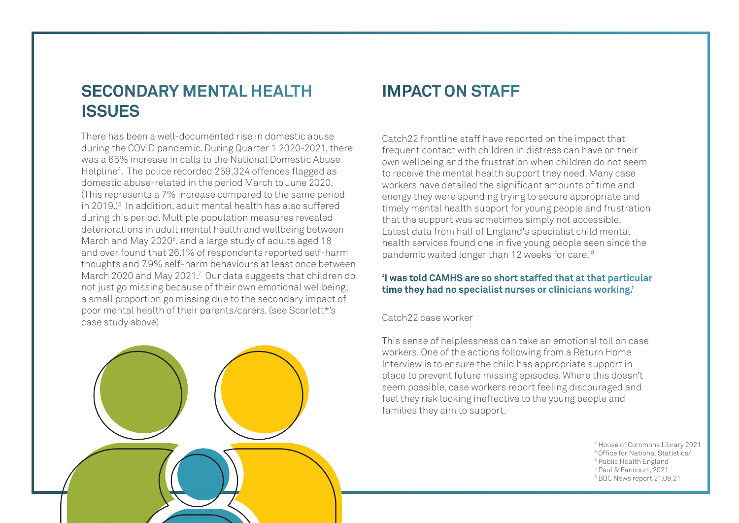## SECONDARY MENTAL HEALTH ISSUES

There has been a well-documented rise in domestic abuse during the COVID pandemic. During Quarter 1 2020-2021, there was a 65% increase in calls to the National Domestic Abuse Helpline[4]. The police recorded 259,324 offences flagged as domestic abuse-related in the period March to June 2020. (This represents a 7% increase compared to the same period in 2019.)[5] In addition, adult mental health has also suffered during this period. Multiple population measures revealed deteriorations in adult mental health and wellbeing between March and May 2020[6], and a large study of adults aged 18 and over found that 26.1% of respondents reported self-harm thoughts and 7.9% self-harm behaviours at least once between March 2020 and May 2021.[7] Our data suggests that children do not just go missing because of their own emotional wellbeing; a small proportion go missing due to the secondary impact of poor mental health of their parents/carers. (see Scarlett*'s case study above)

## IMPACT ON STAFF

Catch22 frontline staff have reported on the impact that frequent contact with children in distress can have on their own wellbeing and the frustration when children do not seem to receive the mental health support they need. Many case workers have detailed the significant amounts of time and energy they were spending trying to secure appropriate and timely mental health support for young people and frustration that the support was sometimes simply not accessible. Latest data from half of England's specialist child mental health services found one in five young people seen since the pandemic waited longer than 12 weeks for care.[8]

**'I was told CAMHS are so short staffed that at that particular time they had no specialist nurses or clinicians working.'**

Catch22 case worker

This sense of helplessness can take an emotional toll on case workers. One of the actions following from a Return Home Interview is to ensure the child has appropriate support in place to prevent future missing episodes. Where this doesn't seem possible, case workers report feeling discouraged and feel they risk looking ineffective to the young people and families they aim to support.

[4] House of Commons Library 2021
[5] Office for National Statistics/
[6] Public Health England
[7] Paul & Fancourt, 2021
[8] BBC News report 21.09.21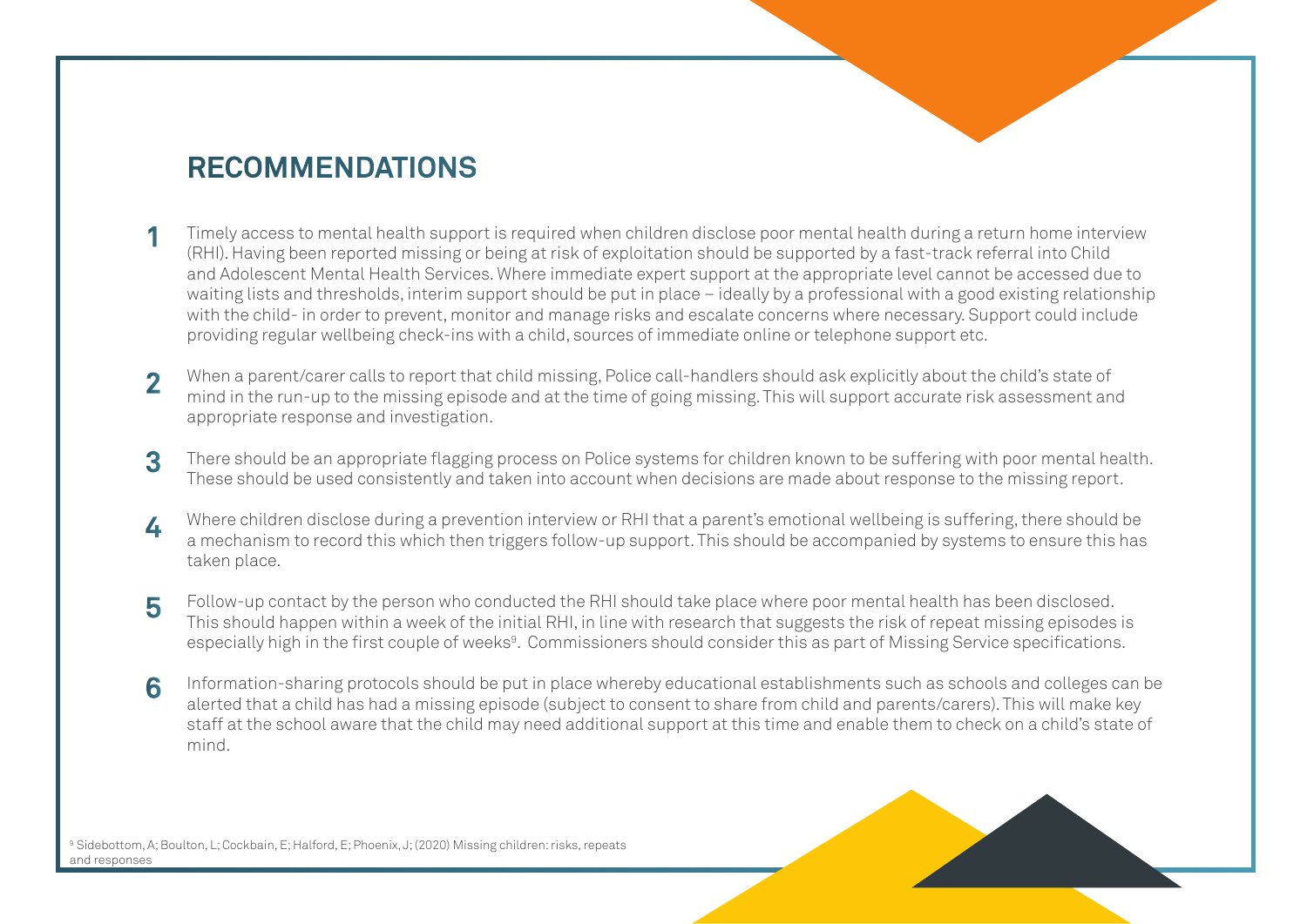## RECOMMENDATIONS

1. Timely access to mental health support is required when children disclose poor mental health during a return home interview (RHI). Having been reported missing or being at risk of exploitation should be supported by a fast-track referral into Child and Adolescent Mental Health Services. Where immediate expert support at the appropriate level cannot be accessed due to waiting lists and thresholds, interim support should be put in place – ideally by a professional with a good existing relationship with the child- in order to prevent, monitor and manage risks and escalate concerns where necessary. Support could include providing regular wellbeing check-ins with a child, sources of immediate online or telephone support etc.

2. When a parent/carer calls to report that child missing, Police call-handlers should ask explicitly about the child's state of mind in the run-up to the missing episode and at the time of going missing. This will support accurate risk assessment and appropriate response and investigation.

3. There should be an appropriate flagging process on Police systems for children known to be suffering with poor mental health. These should be used consistently and taken into account when decisions are made about response to the missing report.

4. Where children disclose during a prevention interview or RHI that a parent's emotional wellbeing is suffering, there should be a mechanism to record this which then triggers follow-up support. This should be accompanied by systems to ensure this has taken place.

5. Follow-up contact by the person who conducted the RHI should take place where poor mental health has been disclosed. This should happen within a week of the initial RHI, in line with research that suggests the risk of repeat missing episodes is especially high in the first couple of weeks[9]. Commissioners should consider this as part of Missing Service specifications.

6. Information-sharing protocols should be put in place whereby educational establishments such as schools and colleges can be alerted that a child has had a missing episode (subject to consent to share from child and parents/carers). This will make key staff at the school aware that the child may need additional support at this time and enable them to check on a child's state of mind.

[9] Sidebottom, A; Boulton, L; Cockbain, E; Halford, E; Phoenix, J; (2020) Missing children: risks, repeats and responses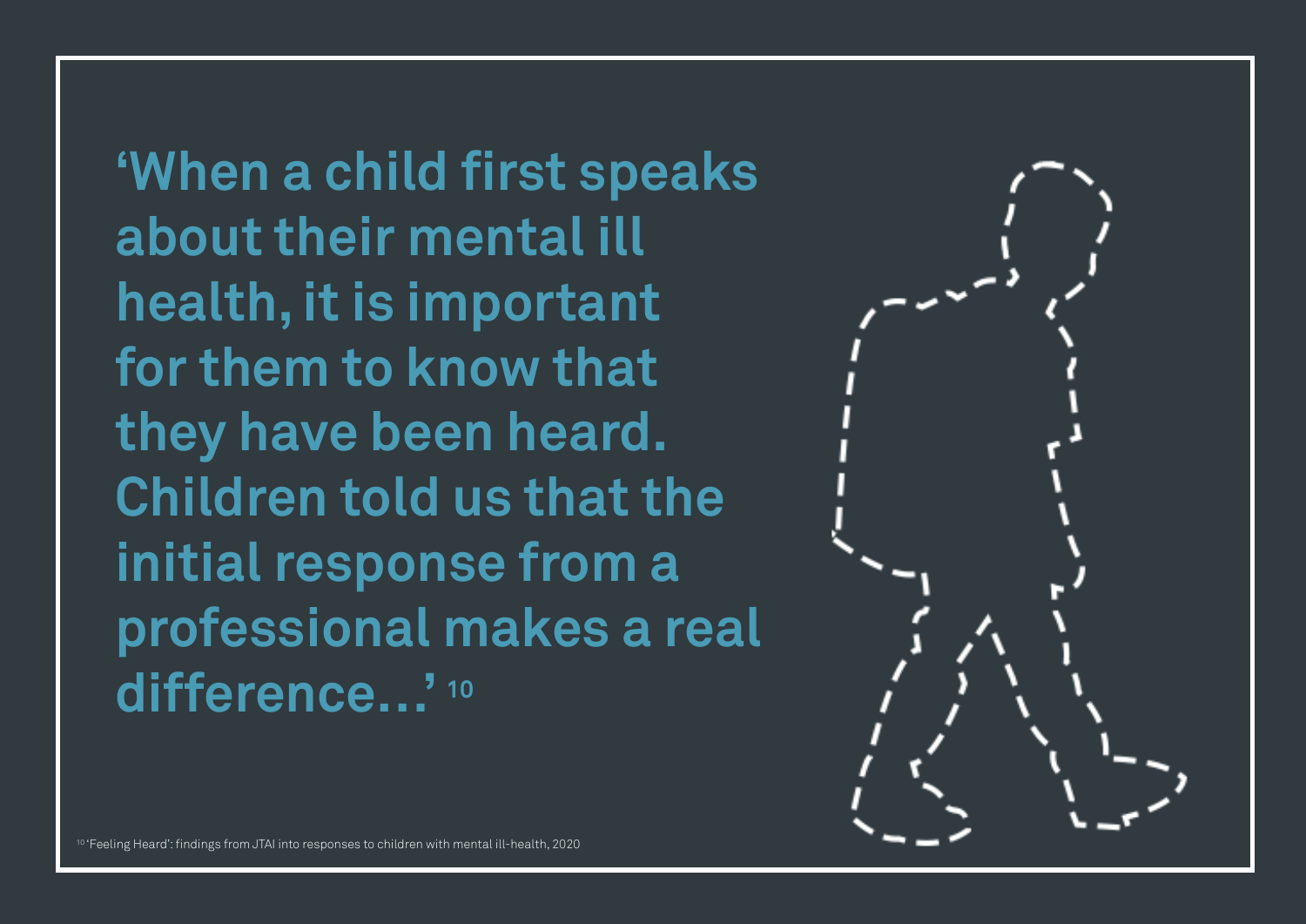**'When a child first speaks about their mental ill health, it is important for them to know that they have been heard. Children told us that the initial response from a professional makes a real difference…'** [10]

[10] 'Feeling Heard': findings from JTAI into responses to children with mental ill-health, 2020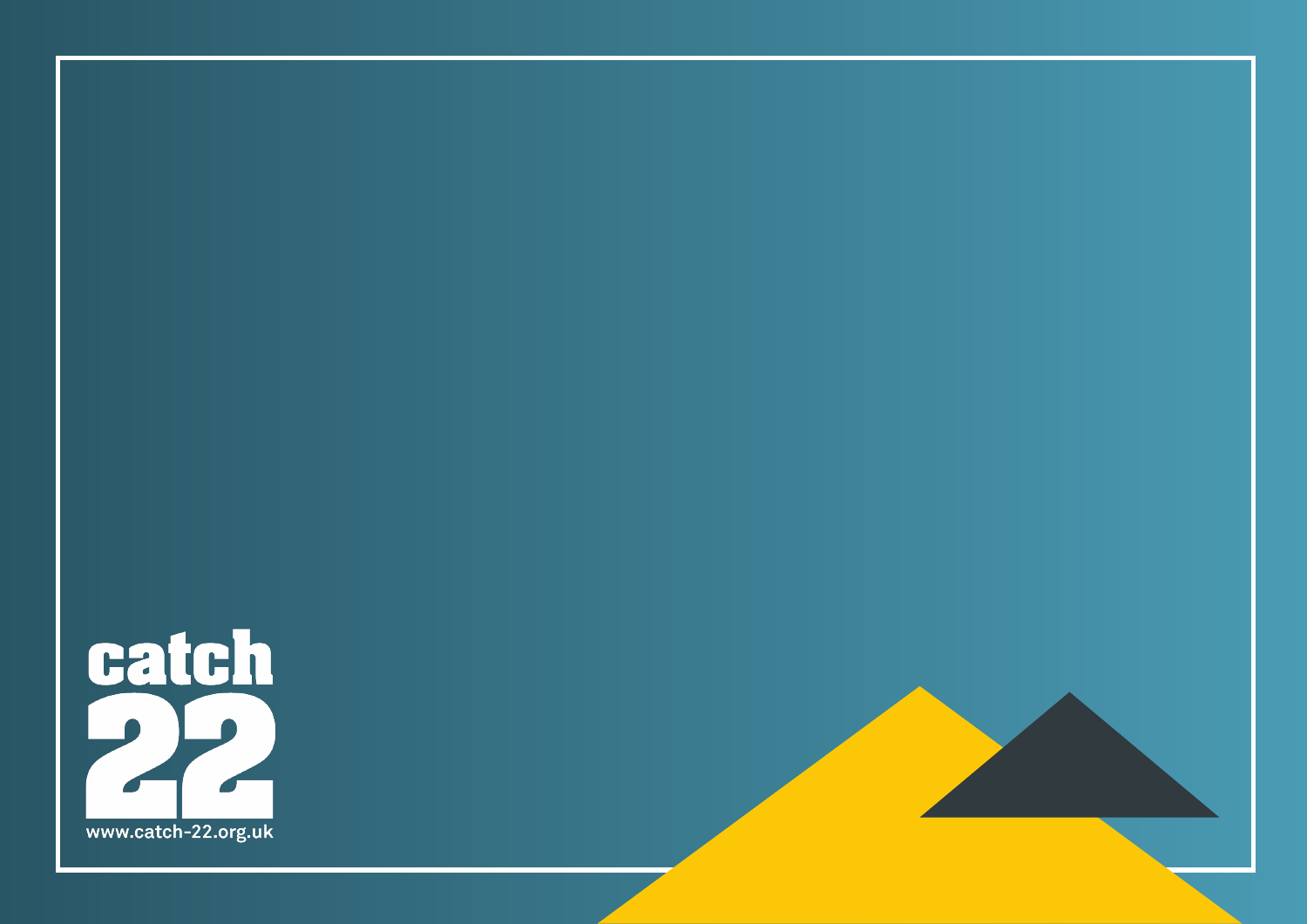catch 22

www.catch-22.org.uk